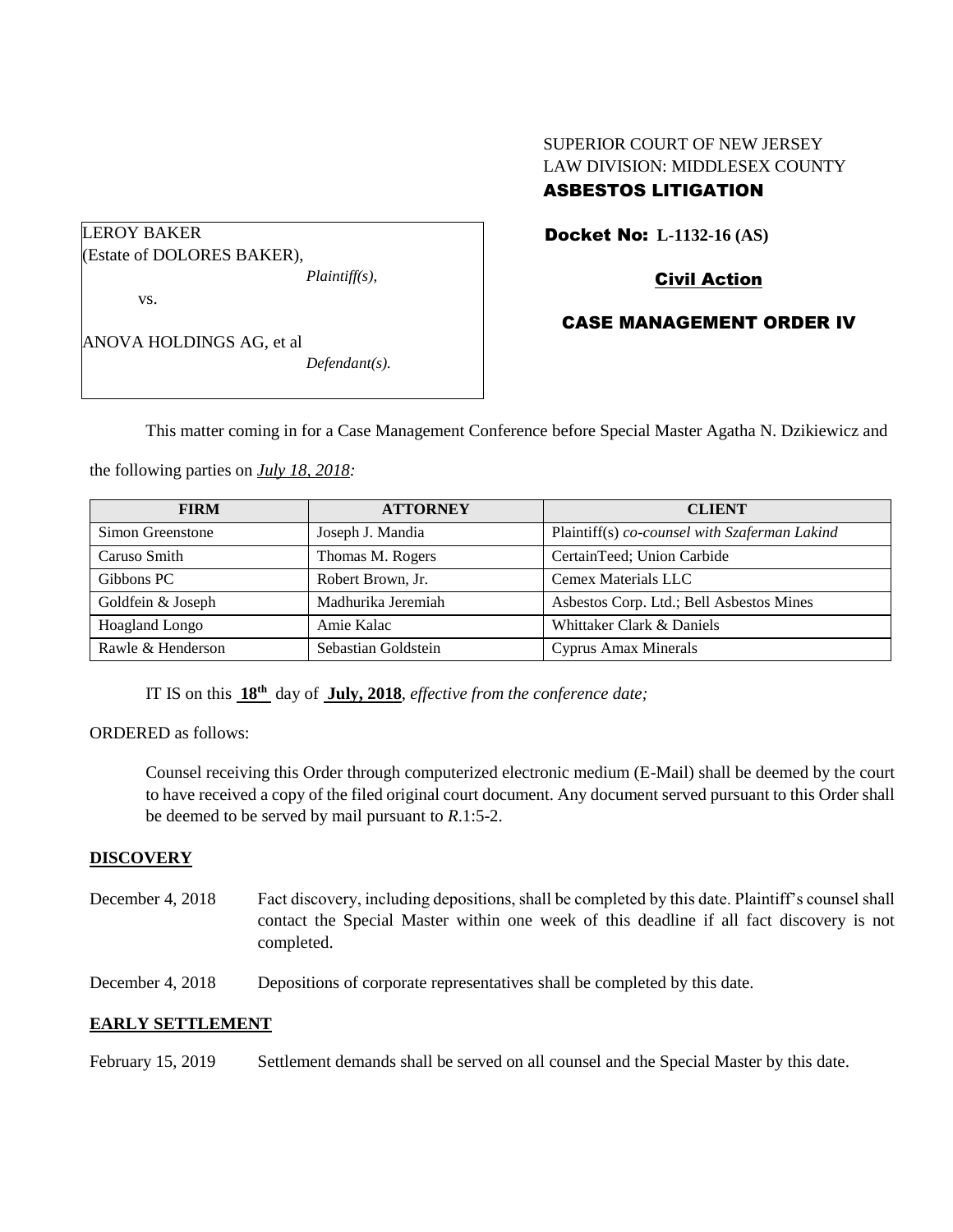SUPERIOR COURT OF NEW JERSEY
LAW DIVISION: MIDDLESEX COUNTY

**ASBESTOS LITIGATION**

LEROY BAKER
(Estate of DOLORES BAKER),
*Plaintiff(s),*

vs.

ANOVA HOLDINGS AG, et al
*Defendant(s).*

**Docket No: L-1132-16 (AS)**

**Civil Action**

**CASE MANAGEMENT ORDER IV**

This matter coming in for a Case Management Conference before Special Master Agatha N. Dzikiewicz and the following parties on *July 18, 2018:*

| FIRM | ATTORNEY | CLIENT |
| --- | --- | --- |
| Simon Greenstone | Joseph J. Mandia | Plaintiff(s) *co-counsel with Szaferman Lakind* |
| Caruso Smith | Thomas M. Rogers | CertainTeed; Union Carbide |
| Gibbons PC | Robert Brown, Jr. | Cemex Materials LLC |
| Goldfein & Joseph | Madhurika Jeremiah | Asbestos Corp. Ltd.; Bell Asbestos Mines |
| Hoagland Longo | Amie Kalac | Whittaker Clark & Daniels |
| Rawle & Henderson | Sebastian Goldstein | Cyprus Amax Minerals |

IT IS on this **18th** day of **July, 2018**, *effective from the conference date;*

ORDERED as follows:

Counsel receiving this Order through computerized electronic medium (E-Mail) shall be deemed by the court to have received a copy of the filed original court document. Any document served pursuant to this Order shall be deemed to be served by mail pursuant to *R.*1:5-2.

**DISCOVERY**

December 4, 2018 Fact discovery, including depositions, shall be completed by this date. Plaintiff's counsel shall contact the Special Master within one week of this deadline if all fact discovery is not completed.

December 4, 2018 Depositions of corporate representatives shall be completed by this date.

**EARLY SETTLEMENT**

February 15, 2019 Settlement demands shall be served on all counsel and the Special Master by this date.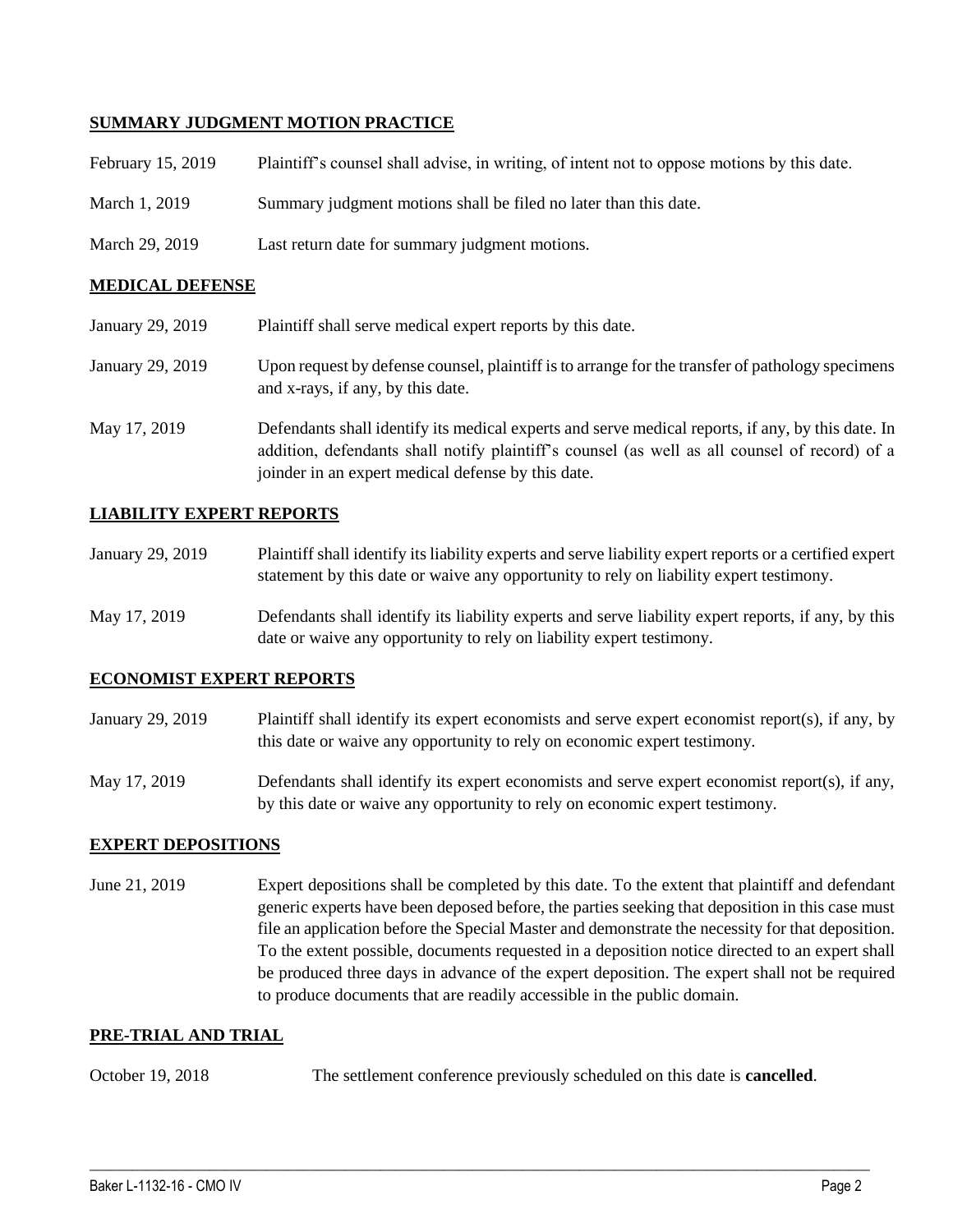## SUMMARY JUDGMENT MOTION PRACTICE

| | |
|---|---|
| February 15, 2019 | Plaintiff's counsel shall advise, in writing, of intent not to oppose motions by this date. |
| March 1, 2019 | Summary judgment motions shall be filed no later than this date. |
| March 29, 2019 | Last return date for summary judgment motions. |

## MEDICAL DEFENSE

| | |
|---|---|
| January 29, 2019 | Plaintiff shall serve medical expert reports by this date. |
| January 29, 2019 | Upon request by defense counsel, plaintiff is to arrange for the transfer of pathology specimens and x-rays, if any, by this date. |
| May 17, 2019 | Defendants shall identify its medical experts and serve medical reports, if any, by this date. In addition, defendants shall notify plaintiff's counsel (as well as all counsel of record) of a joinder in an expert medical defense by this date. |

## LIABILITY EXPERT REPORTS

| | |
|---|---|
| January 29, 2019 | Plaintiff shall identify its liability experts and serve liability expert reports or a certified expert statement by this date or waive any opportunity to rely on liability expert testimony. |
| May 17, 2019 | Defendants shall identify its liability experts and serve liability expert reports, if any, by this date or waive any opportunity to rely on liability expert testimony. |

## ECONOMIST EXPERT REPORTS

| | |
|---|---|
| January 29, 2019 | Plaintiff shall identify its expert economists and serve expert economist report(s), if any, by this date or waive any opportunity to rely on economic expert testimony. |
| May 17, 2019 | Defendants shall identify its expert economists and serve expert economist report(s), if any, by this date or waive any opportunity to rely on economic expert testimony. |

## EXPERT DEPOSITIONS

| | |
|---|---|
| June 21, 2019 | Expert depositions shall be completed by this date. To the extent that plaintiff and defendant generic experts have been deposed before, the parties seeking that deposition in this case must file an application before the Special Master and demonstrate the necessity for that deposition. To the extent possible, documents requested in a deposition notice directed to an expert shall be produced three days in advance of the expert deposition. The expert shall not be required to produce documents that are readily accessible in the public domain. |

## PRE-TRIAL AND TRIAL

| | |
|---|---|
| October 19, 2018 | The settlement conference previously scheduled on this date is **cancelled**. |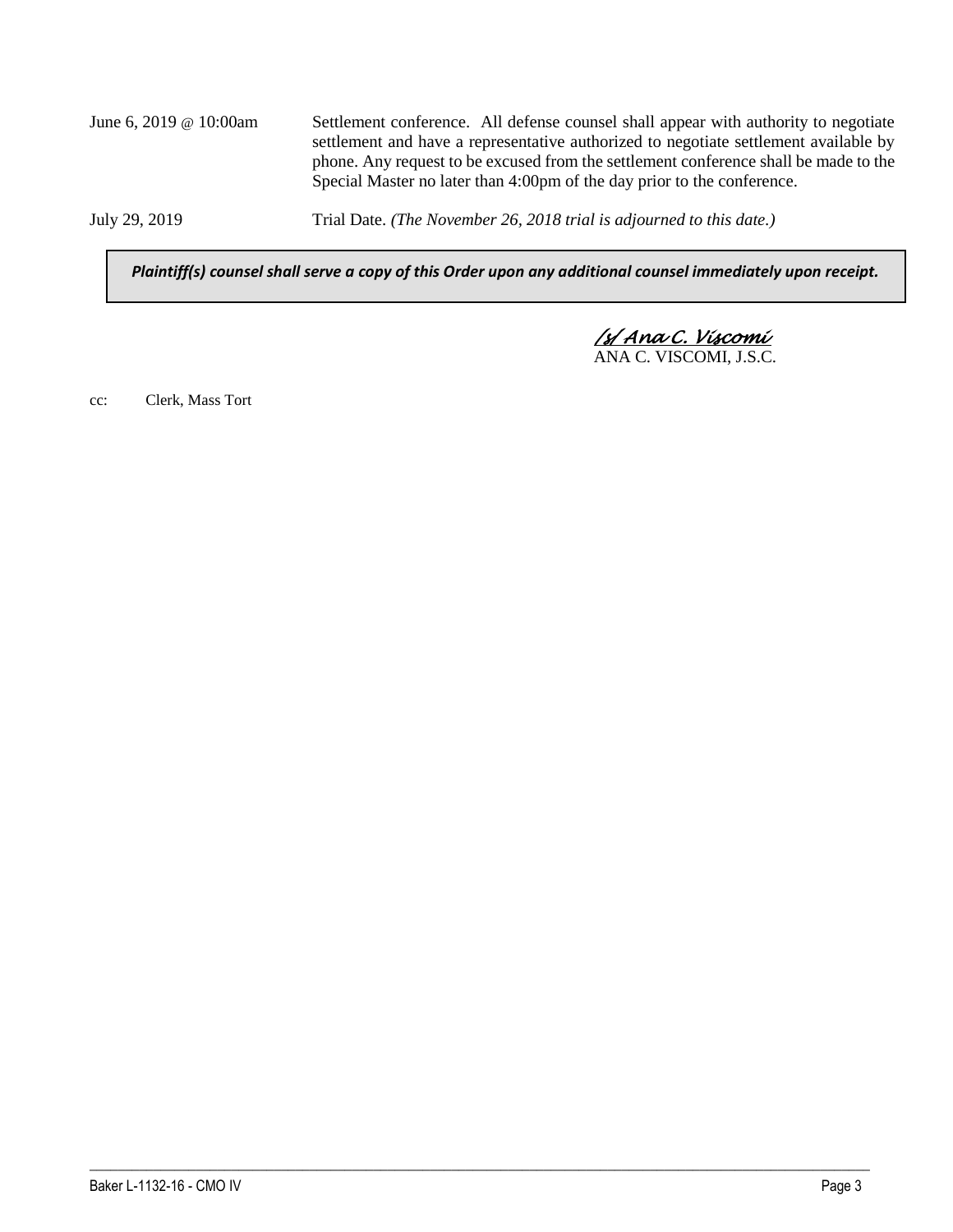| | |
|---|---|
| June 6, 2019 @ 10:00am | Settlement conference. All defense counsel shall appear with authority to negotiate settlement and have a representative authorized to negotiate settlement available by phone. Any request to be excused from the settlement conference shall be made to the Special Master no later than 4:00pm of the day prior to the conference. |
| July 29, 2019 | Trial Date. *(The November 26, 2018 trial is adjourned to this date.)* |

***Plaintiff(s) counsel shall serve a copy of this Order upon any additional counsel immediately upon receipt.***

*/s/ Ana C. Viscomi*
ANA C. VISCOMI, J.S.C.

cc: Clerk, Mass Tort